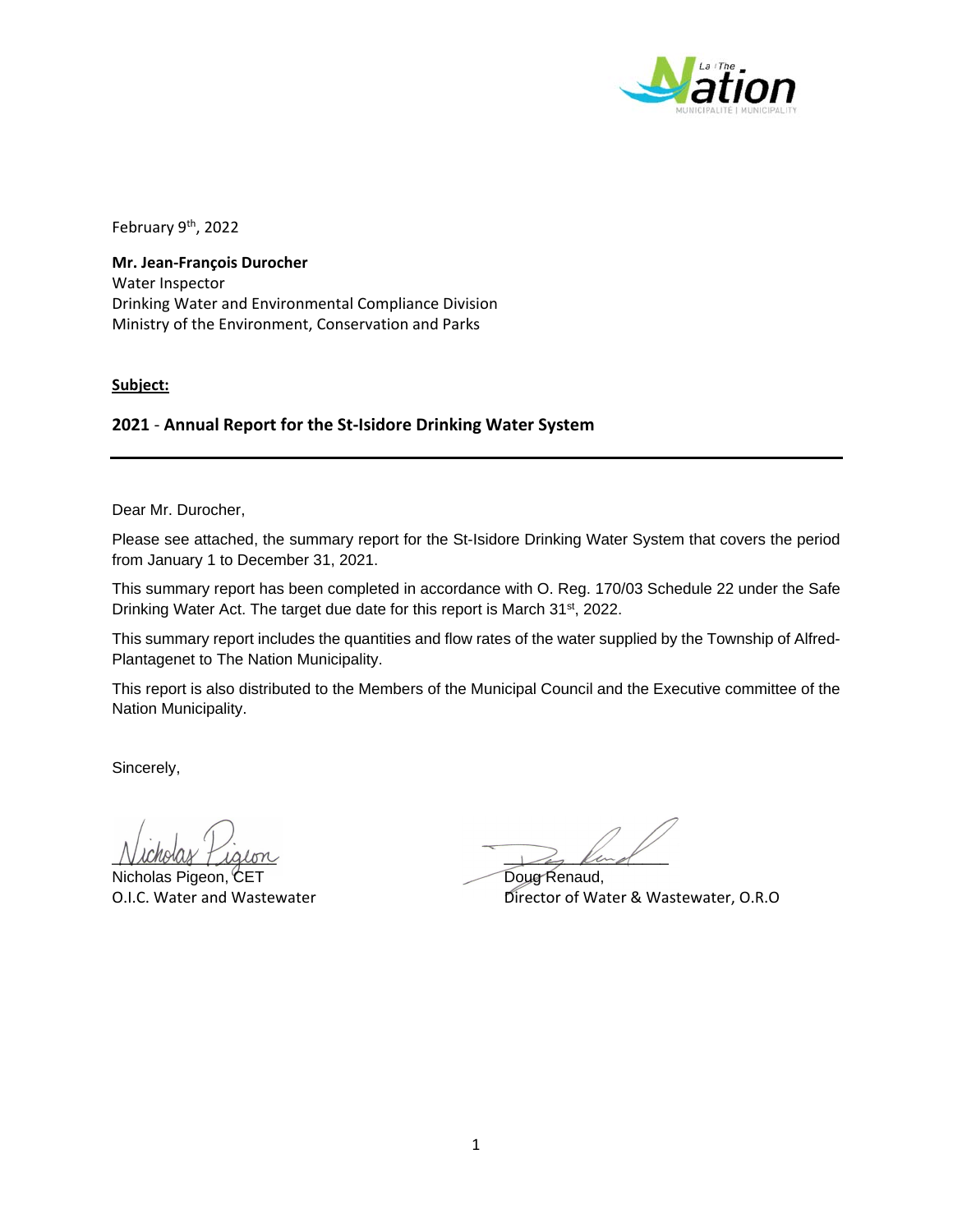February 9th, 2022

**Mr. Jean-François Durocher**
Water Inspector
Drinking Water and Environmental Compliance Division
Ministry of the Environment, Conservation and Parks

**Subject:**

## 2021 - Annual Report for the St-Isidore Drinking Water System

---

Dear Mr. Durocher,

Please see attached, the summary report for the St-Isidore Drinking Water System that covers the period from January 1 to December 31, 2021.

This summary report has been completed in accordance with O. Reg. 170/03 Schedule 22 under the Safe Drinking Water Act. The target due date for this report is March 31st, 2022.

This summary report includes the quantities and flow rates of the water supplied by the Township of Alfred-Plantagenet to The Nation Municipality.

This report is also distributed to the Members of the Municipal Council and the Executive committee of the Nation Municipality.

Sincerely,

Nicholas Pigeon, CET
O.I.C. Water and Wastewater

Doug Renaud,
Director of Water & Wastewater, O.R.O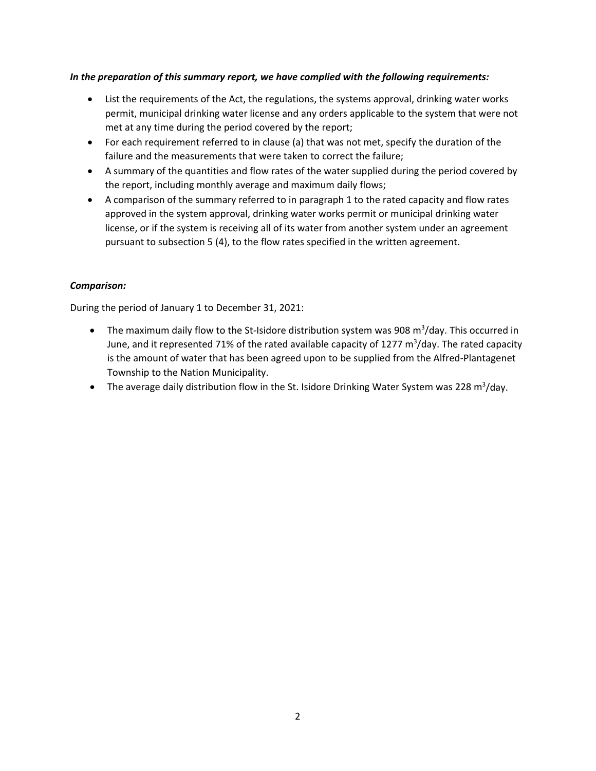***In the preparation of this summary report, we have complied with the following requirements:***

- List the requirements of the Act, the regulations, the systems approval, drinking water works permit, municipal drinking water license and any orders applicable to the system that were not met at any time during the period covered by the report;
- For each requirement referred to in clause (a) that was not met, specify the duration of the failure and the measurements that were taken to correct the failure;
- A summary of the quantities and flow rates of the water supplied during the period covered by the report, including monthly average and maximum daily flows;
- A comparison of the summary referred to in paragraph 1 to the rated capacity and flow rates approved in the system approval, drinking water works permit or municipal drinking water license, or if the system is receiving all of its water from another system under an agreement pursuant to subsection 5 (4), to the flow rates specified in the written agreement.

***Comparison:***

During the period of January 1 to December 31, 2021:

- The maximum daily flow to the St-Isidore distribution system was 908 $m^3$/day. This occurred in June, and it represented 71% of the rated available capacity of 1277 $m^3$/day. The rated capacity is the amount of water that has been agreed upon to be supplied from the Alfred-Plantagenet Township to the Nation Municipality.
- The average daily distribution flow in the St. Isidore Drinking Water System was 228 $m^3$/day.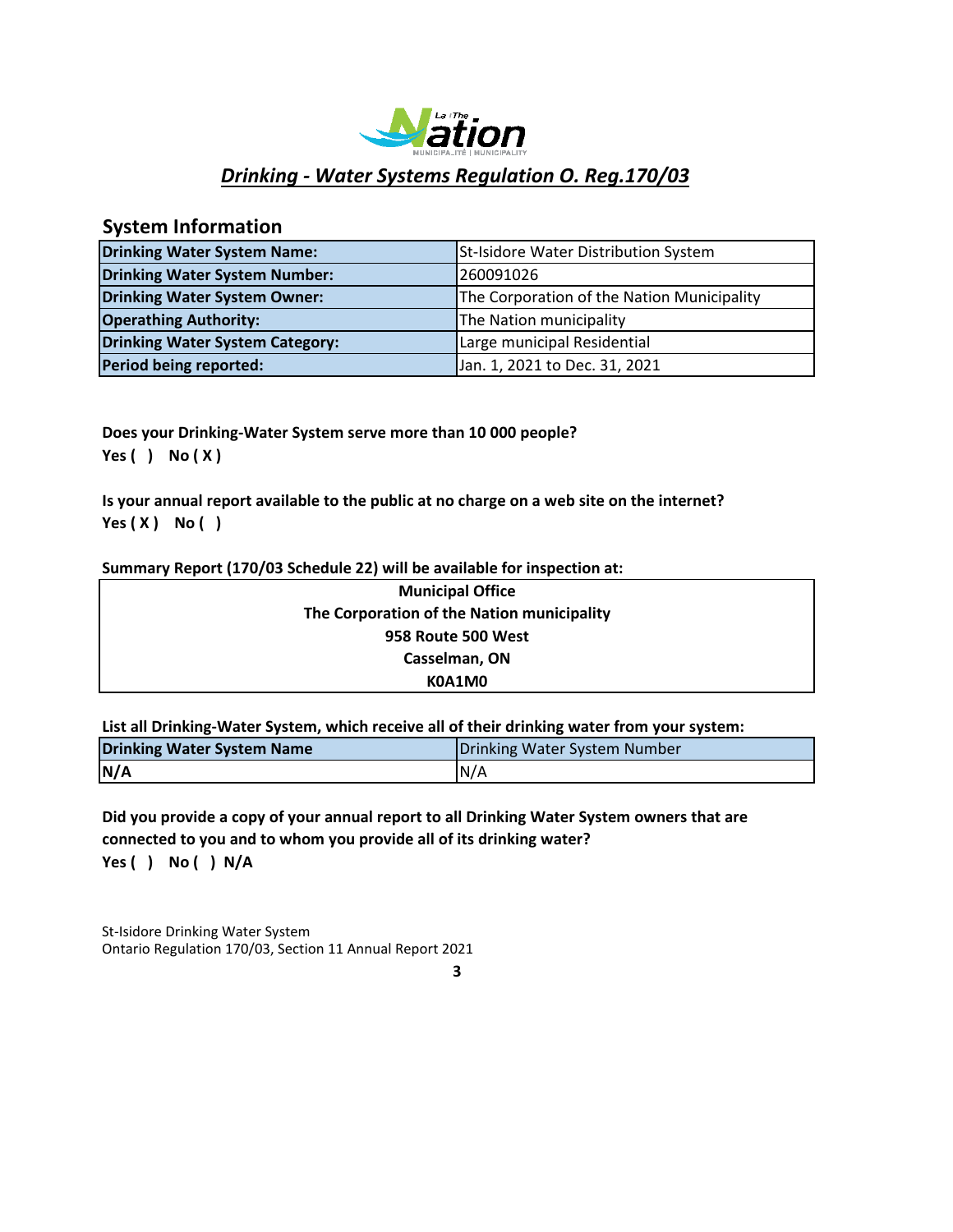# *Drinking - Water Systems Regulation O. Reg.170/03*

## System Information

| | |
|---|---|
| **Drinking Water System Name:** | St-Isidore Water Distribution System |
| **Drinking Water System Number:** | 260091026 |
| **Drinking Water System Owner:** | The Corporation of the Nation Municipality |
| **Operathing Authority:** | The Nation municipality |
| **Drinking Water System Category:** | Large municipal Residential |
| **Period being reported:** | Jan. 1, 2021 to Dec. 31, 2021 |

**Does your Drinking-Water System serve more than 10 000 people?**
**Yes ( ) No ( X )**

**Is your annual report available to the public at no charge on a web site on the internet?**
**Yes ( X ) No ( )**

**Summary Report (170/03 Schedule 22) will be available for inspection at:**

**Municipal Office**
**The Corporation of the Nation municipality**
**958 Route 500 West**
**Casselman, ON**
**K0A1M0**

**List all Drinking-Water System, which receive all of their drinking water from your system:**

| **Drinking Water System Name** | Drinking Water System Number |
|---|---|
| **N/A** | N/A |

**Did you provide a copy of your annual report to all Drinking Water System owners that are connected to you and to whom you provide all of its drinking water?**
**Yes ( ) No ( ) N/A**

St-Isidore Drinking Water System
Ontario Regulation 170/03, Section 11 Annual Report 2021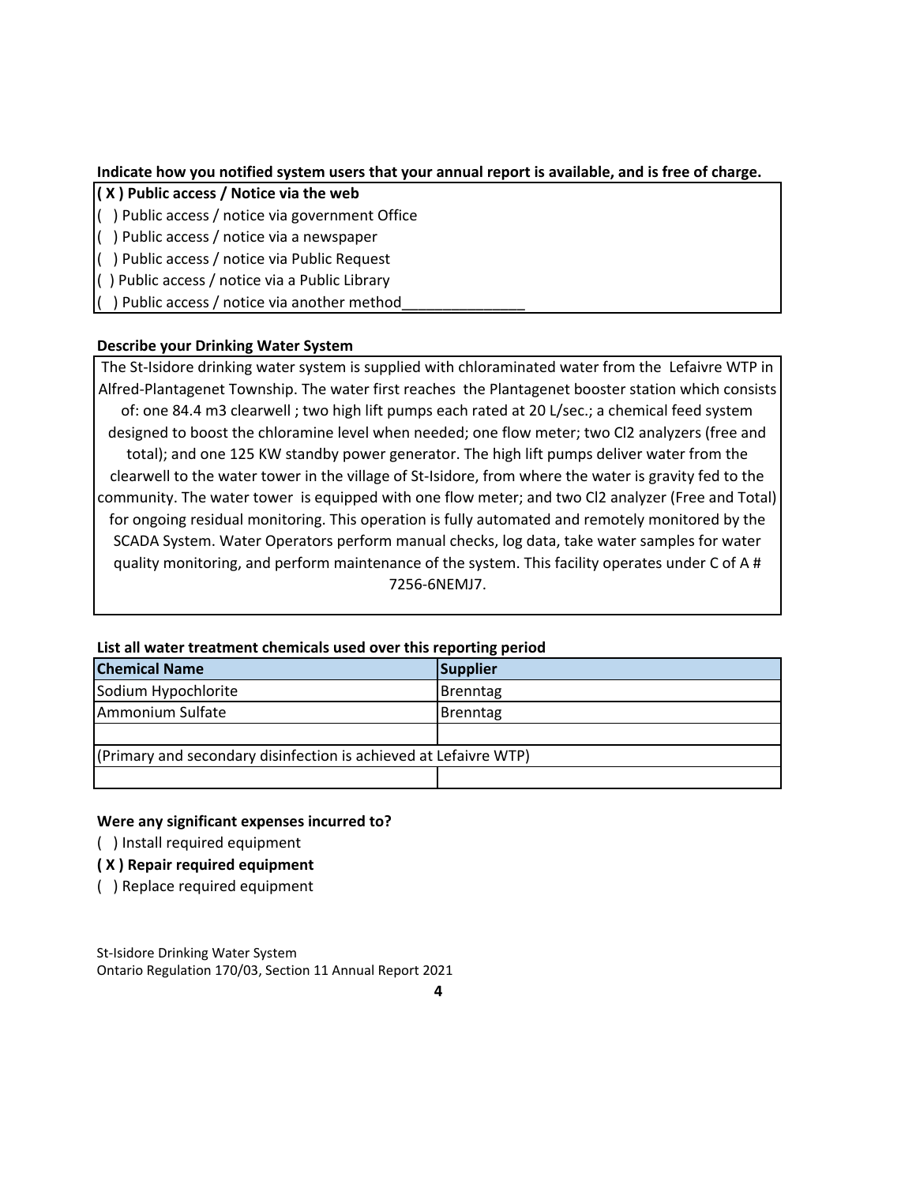**Indicate how you notified system users that your annual report is available, and is free of charge.**

**( X ) Public access / Notice via the web**
( ) Public access / notice via government Office
( ) Public access / notice via a newspaper
( ) Public access / notice via Public Request
( ) Public access / notice via a Public Library
( ) Public access / notice via another method_______________

**Describe your Drinking Water System**

The St-Isidore drinking water system is supplied with chloraminated water from the Lefaivre WTP in Alfred-Plantagenet Township. The water first reaches the Plantagenet booster station which consists of: one 84.4 m3 clearwell ; two high lift pumps each rated at 20 L/sec.; a chemical feed system designed to boost the chloramine level when needed; one flow meter; two Cl2 analyzers (free and total); and one 125 KW standby power generator. The high lift pumps deliver water from the clearwell to the water tower in the village of St-Isidore, from where the water is gravity fed to the community. The water tower is equipped with one flow meter; and two Cl2 analyzer (Free and Total) for ongoing residual monitoring. This operation is fully automated and remotely monitored by the SCADA System. Water Operators perform manual checks, log data, take water samples for water quality monitoring, and perform maintenance of the system. This facility operates under C of A # 7256-6NEMJ7.

**List all water treatment chemicals used over this reporting period**

| Chemical Name | Supplier |
|---|---|
| Sodium Hypochlorite | Brenntag |
| Ammonium Sulfate | Brenntag |
| | |
| (Primary and secondary disinfection is achieved at Lefaivre WTP) | |
| | |

**Were any significant expenses incurred to?**

( ) Install required equipment
**( X ) Repair required equipment**
( ) Replace required equipment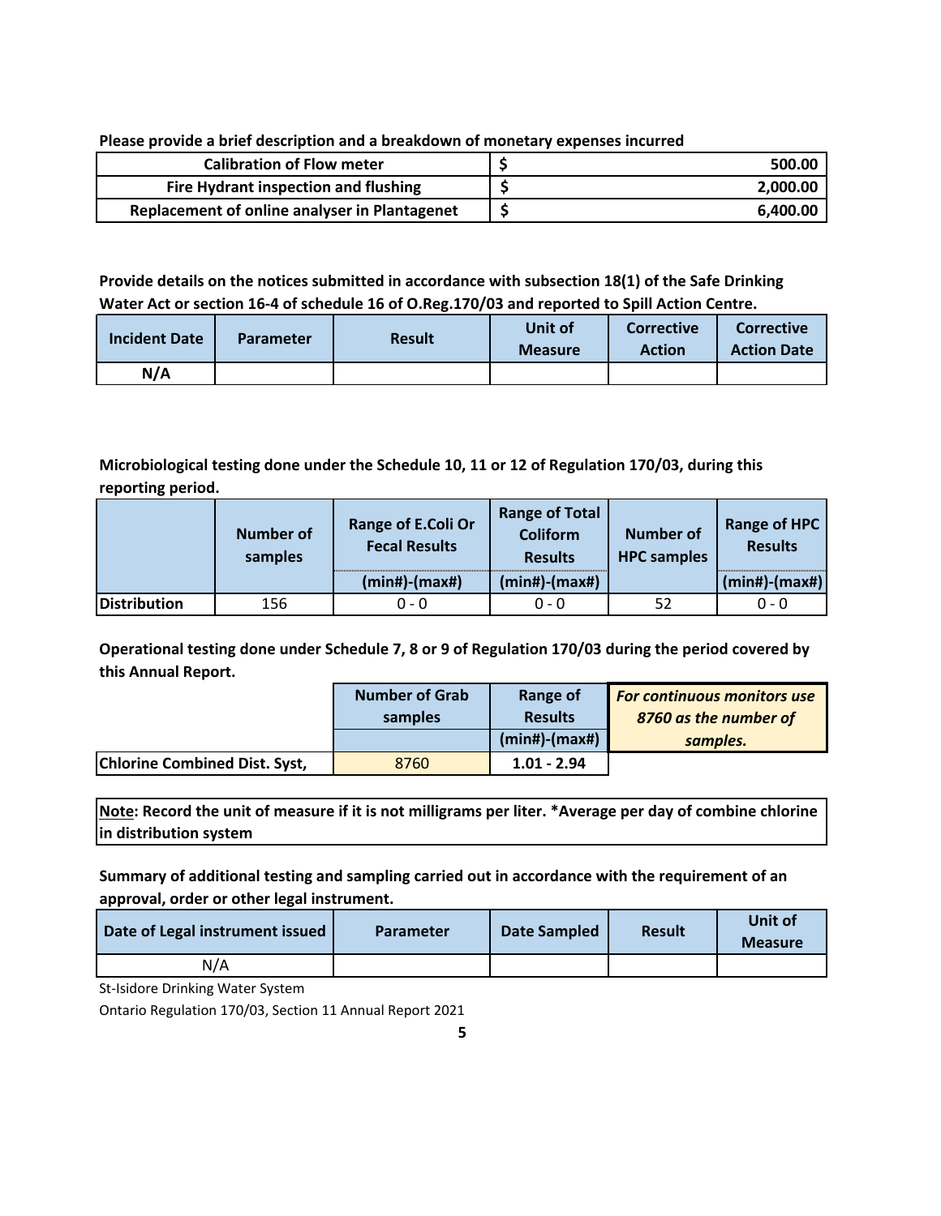**Please provide a brief description and a breakdown of monetary expenses incurred**

| Description | $ | Amount |
|---|---|---|
| Calibration of Flow meter | $ | 500.00 |
| Fire Hydrant inspection and flushing | $ | 2,000.00 |
| Replacement of online analyser in Plantagenet | $ | 6,400.00 |

**Provide details on the notices submitted in accordance with subsection 18(1) of the Safe Drinking Water Act or section 16-4 of schedule 16 of O.Reg.170/03 and reported to Spill Action Centre.**

| Incident Date | Parameter | Result | Unit of Measure | Corrective Action | Corrective Action Date |
|---|---|---|---|---|---|
| N/A | | | | | |

**Microbiological testing done under the Schedule 10, 11 or 12 of Regulation 170/03, during this reporting period.**

| | Number of samples | Range of E.Coli Or Fecal Results | Range of Total Coliform Results | Number of HPC samples | Range of HPC Results |
|---|---|---|---|---|---|
| | | (min#)-(max#) | (min#)-(max#) | | (min#)-(max#) |
| Distribution | 156 | 0 - 0 | 0 - 0 | 52 | 0 - 0 |

**Operational testing done under Schedule 7, 8 or 9 of Regulation 170/03 during the period covered by this Annual Report.**

| | Number of Grab samples | Range of Results | *For continuous monitors use 8760 as the number of samples.* |
|---|---|---|---|
| | | (min#)-(max#) | |
| Chlorine Combined Dist. Syst, | 8760 | 1.01 - 2.94 | |

**Note: Record the unit of measure if it is not milligrams per liter. *Average per day of combine chlorine in distribution system**

**Summary of additional testing and sampling carried out in accordance with the requirement of an approval, order or other legal instrument.**

| Date of Legal instrument issued | Parameter | Date Sampled | Result | Unit of Measure |
|---|---|---|---|---|
| N/A | | | | |

St-Isidore Drinking Water System

Ontario Regulation 170/03, Section 11 Annual Report 2021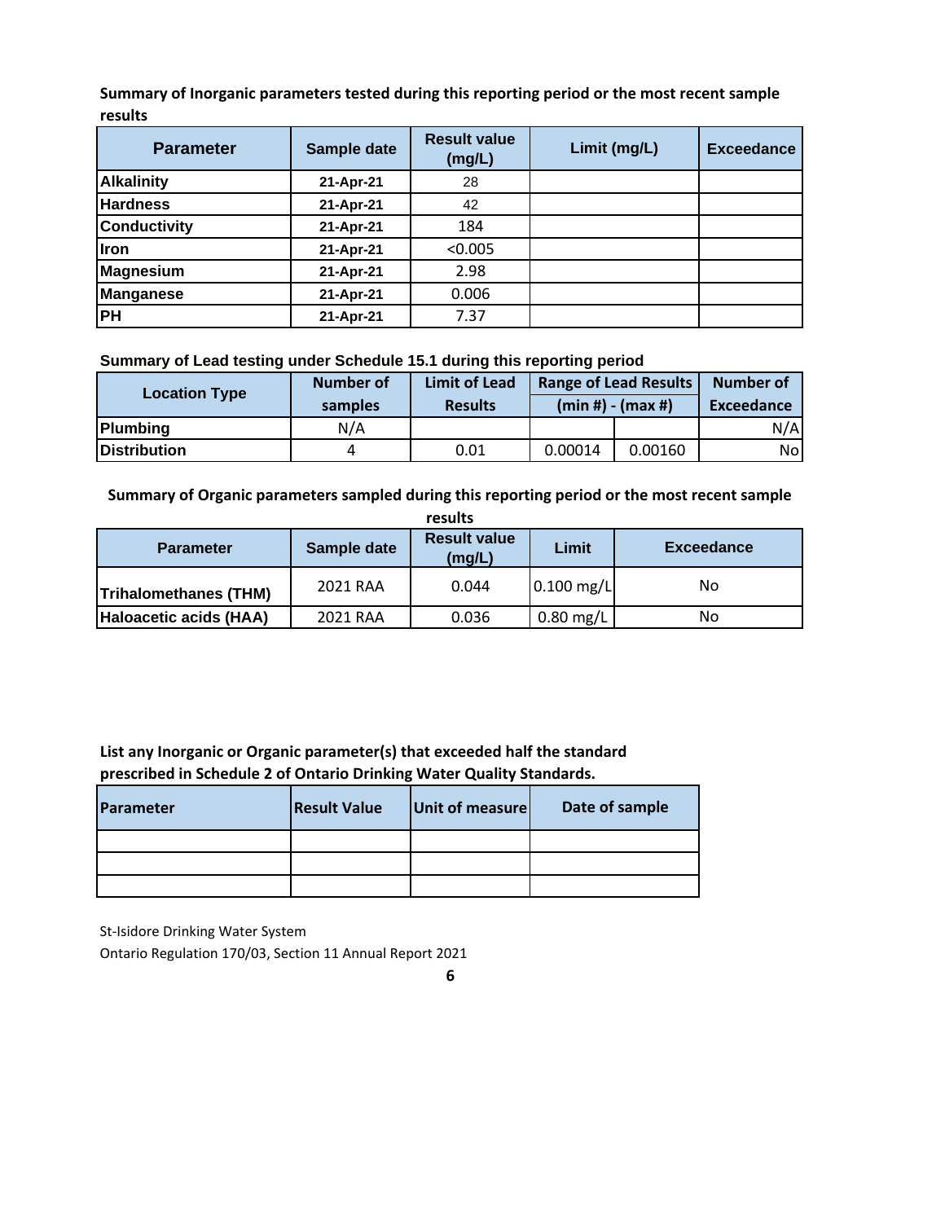**Summary of Inorganic parameters tested during this reporting period or the most recent sample results**

| Parameter | Sample date | Result value (mg/L) | Limit (mg/L) | Exceedance |
|---|---|---|---|---|
| Alkalinity | 21-Apr-21 | 28 | | |
| Hardness | 21-Apr-21 | 42 | | |
| Conductivity | 21-Apr-21 | 184 | | |
| Iron | 21-Apr-21 | <0.005 | | |
| Magnesium | 21-Apr-21 | 2.98 | | |
| Manganese | 21-Apr-21 | 0.006 | | |
| PH | 21-Apr-21 | 7.37 | | |

**Summary of Lead testing under Schedule 15.1 during this reporting period**

| Location Type | Number of samples | Limit of Lead Results | Range of Lead Results (min #) - (max #) | | Number of Exceedance |
|---|---|---|---|---|---|
| Plumbing | N/A | | | | N/A |
| Distribution | 4 | 0.01 | 0.00014 | 0.00160 | No |

**Summary of Organic parameters sampled during this reporting period or the most recent sample results**

| Parameter | Sample date | Result value (mg/L) | Limit | Exceedance |
|---|---|---|---|---|
| Trihalomethanes (THM) | 2021 RAA | 0.044 | 0.100 mg/L | No |
| Haloacetic acids (HAA) | 2021 RAA | 0.036 | 0.80 mg/L | No |

**List any Inorganic or Organic parameter(s) that exceeded half the standard prescribed in Schedule 2 of Ontario Drinking Water Quality Standards.**

| Parameter | Result Value | Unit of measure | Date of sample |
|---|---|---|---|
| | | | |
| | | | |
| | | | |

St-Isidore Drinking Water System

Ontario Regulation 170/03, Section 11 Annual Report 2021